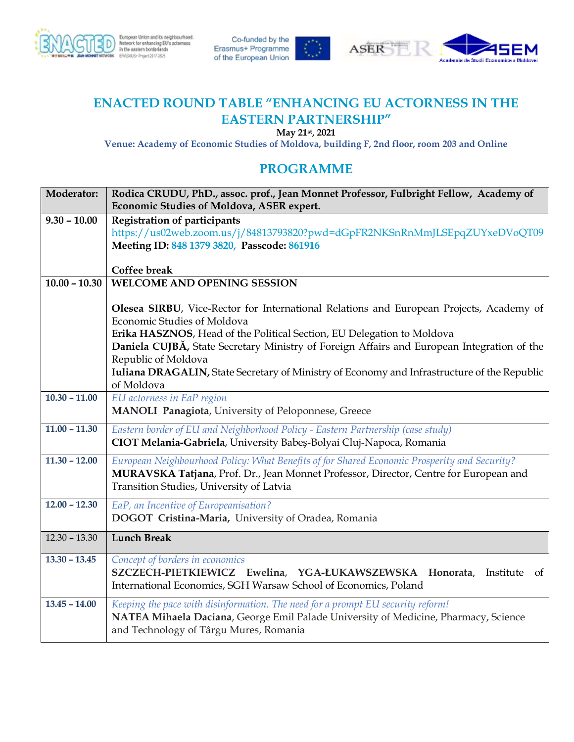# ENACTED ROUND TABLE "ENHANCING EU ACTORNESS IN THE EASTERN PARTNERSHIP"

**May 21st, 2021**

**Venue: Academy of Economic Studies of Moldova, building F, 2nd floor, room 203 and Online**

## PROGRAMME

| **Moderator:** | **Rodica CRUDU, PhD., assoc. prof., Jean Monnet Professor, Fulbright Fellow, Academy of Economic Studies of Moldova, ASER expert.** |
|---|---|
| **9.30 – 10.00** | **Registration of participants**<br>https://us02web.zoom.us/j/84813793820?pwd=dGpFR2NKSnRnMmJLSEpqZUYxeDVoQT09<br>**Meeting ID:** 848 1379 3820, **Passcode:** 861916<br><br>**Coffee break** |
| **10.00 – 10.30** | **WELCOME AND OPENING SESSION**<br><br>**Olesea SIRBU**, Vice-Rector for International Relations and European Projects, Academy of Economic Studies of Moldova<br>**Erika HASZNOS**, Head of the Political Section, EU Delegation to Moldova<br>**Daniela CUJBĂ,** State Secretary Ministry of Foreign Affairs and European Integration of the Republic of Moldova<br>**Iuliana DRAGALIN,** State Secretary of Ministry of Economy and Infrastructure of the Republic of Moldova |
| **10.30 – 11.00** | *EU actorness in EaP region*<br>**MANOLI Panagiota**, University of Peloponnese, Greece |
| **11.00 – 11.30** | *Eastern border of EU and Neighborhood Policy - Eastern Partnership (case study)*<br>**CIOT Melania-Gabriela**, University Babeș-Bolyai Cluj-Napoca, Romania |
| **11.30 – 12.00** | *European Neighbourhood Policy: What Benefits of for Shared Economic Prosperity and Security?*<br>**MURAVSKA Tatjana**, Prof. Dr., Jean Monnet Professor, Director, Centre for European and Transition Studies, University of Latvia |
| **12.00 – 12.30** | *EaP, an Incentive of Europeanisation?*<br>**DOGOT Cristina-Maria,** University of Oradea, Romania |
| 12.30 – 13.30 | **Lunch Break** |
| **13.30 – 13.45** | *Concept of borders in economics*<br>**SZCZECH-PIETKIEWICZ Ewelina**, **YGA-ŁUKAWSZEWSKA Honorata**, Institute of International Economics, SGH Warsaw School of Economics, Poland |
| **13.45 – 14.00** | *Keeping the pace with disinformation. The need for a prompt EU security reform!*<br>**NATEA Mihaela Daciana**, George Emil Palade University of Medicine, Pharmacy, Science and Technology of Târgu Mures, Romania |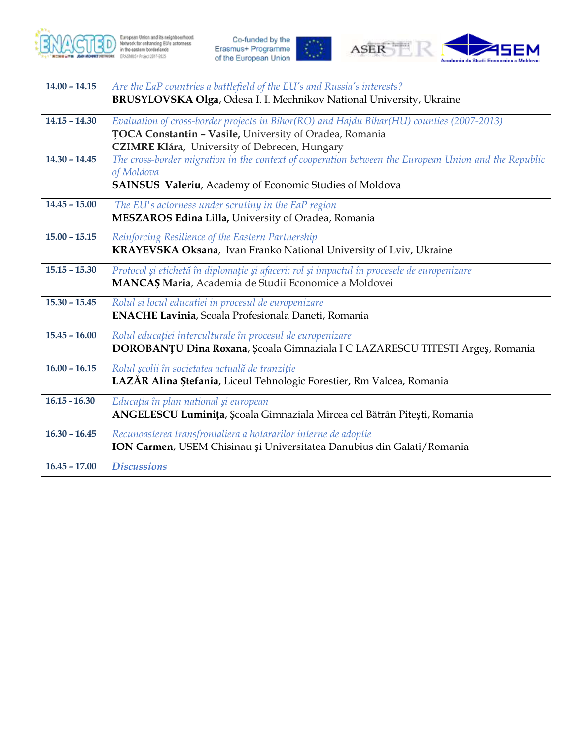| | |
|---|---|
| **14.00 – 14.15** | *Are the EaP countries a battlefield of the EU's and Russia's interests?*<br>**BRUSYLOVSKA Olga**, Odesa I. I. Mechnikov National University, Ukraine |
| **14.15 – 14.30** | *Evaluation of cross-border projects in Bihor(RO) and Hajdu Bihar(HU) counties (2007-2013)*<br>**ȚOCA Constantin – Vasile,** University of Oradea, Romania<br>**CZIMRE Klára,** University of Debrecen, Hungary |
| **14.30 – 14.45** | *The cross-border migration in the context of cooperation between the European Union and the Republic of Moldova*<br>**SAINSUS Valeriu**, Academy of Economic Studies of Moldova |
| **14.45 – 15.00** | *The EU's actorness under scrutiny in the EaP region*<br>**MESZAROS Edina Lilla,** University of Oradea, Romania |
| **15.00 – 15.15** | *Reinforcing Resilience of the Eastern Partnership*<br>**KRAYEVSKA Oksana**, Ivan Franko National University of Lviv, Ukraine |
| **15.15 – 15.30** | *Protocol și etichetă în diplomație și afaceri: rol și impactul în procesele de europenizare*<br>**MANCAȘ Maria**, Academia de Studii Economice a Moldovei |
| **15.30 – 15.45** | *Rolul si locul educatiei in procesul de europenizare*<br>**ENACHE Lavinia**, Scoala Profesionala Daneti, Romania |
| **15.45 – 16.00** | *Rolul educației interculturale în procesul de europenizare*<br>**DOROBANȚU Dina Roxana**, Școala Gimnaziala I C LAZARESCU TITESTI Argeș, Romania |
| **16.00 – 16.15** | *Rolul școlii în societatea actuală de tranziție*<br>**LAZĂR Alina Ștefania**, Liceul Tehnologic Forestier, Rm Valcea, Romania |
| **16.15 - 16.30** | *Educația în plan national și european*<br>**ANGELESCU Luminița**, Școala Gimnaziala Mircea cel Bătrân Pitești, Romania |
| **16.30 – 16.45** | *Recunoasterea transfrontaliera a hotararilor interne de adoptie*<br>**ION Carmen**, USEM Chisinau și Universitatea Danubius din Galati/Romania |
| **16.45 – 17.00** | ***Discussions*** |